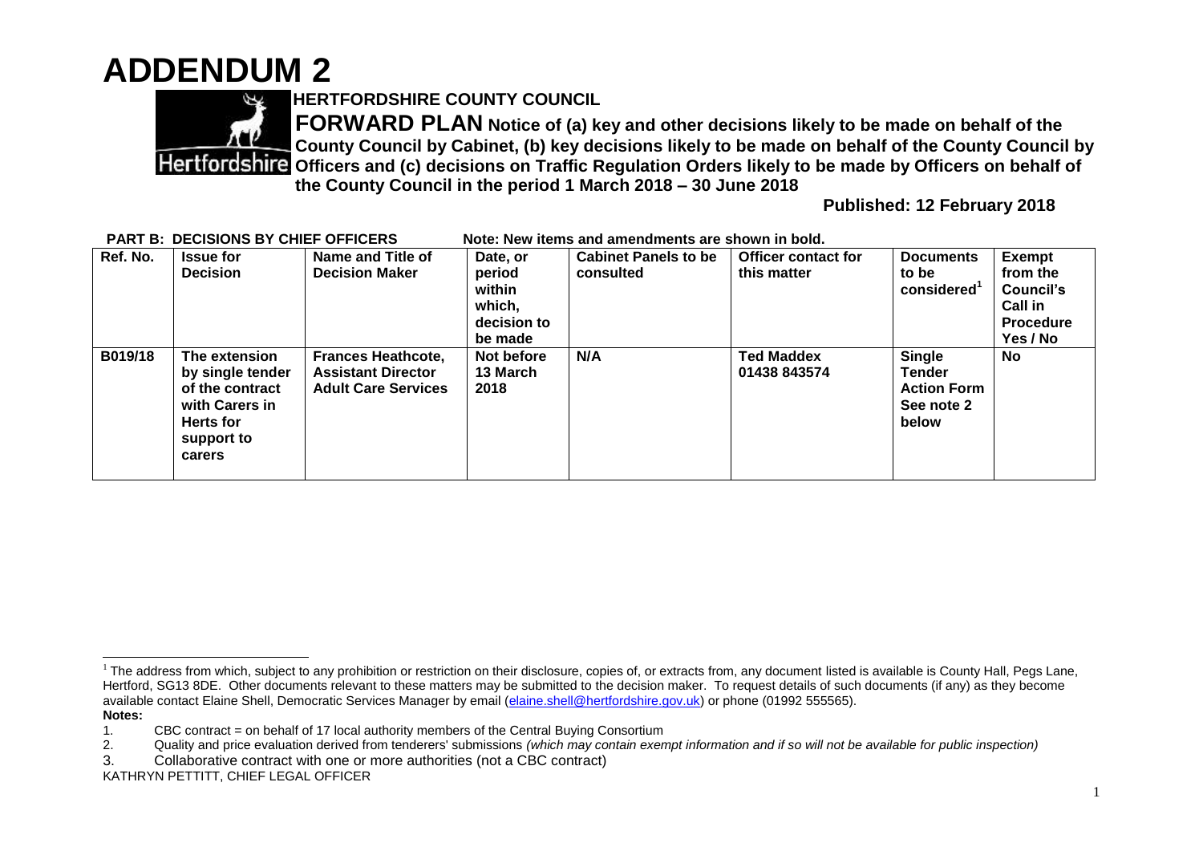# ADDENDUM 2

**HERTFORDSHIRE COUNTY COUNCIL**

**FORWARD PLAN Notice of (a) key and other decisions likely to be made on behalf of the County Council by Cabinet, (b) key decisions likely to be made on behalf of the County Council by Officers and (c) decisions on Traffic Regulation Orders likely to be made by Officers on behalf of the County Council in the period 1 March 2018 – 30 June 2018**

**Published: 12 February 2018**

**PART B: DECISIONS BY CHIEF OFFICERS** **Note: New items and amendments are shown in bold.**

| Ref. No. | Issue for Decision | Name and Title of Decision Maker | Date, or period within which, decision to be made | Cabinet Panels to be consulted | Officer contact for this matter | Documents to be considered[1] | Exempt from the Council's Call in Procedure Yes / No |
|---|---|---|---|---|---|---|---|
| **B019/18** | **The extension by single tender of the contract with Carers in Herts for support to carers** | **Frances Heathcote, Assistant Director Adult Care Services** | **Not before 13 March 2018** | **N/A** | **Ted Maddex 01438 843574** | **Single Tender Action Form See note 2 below** | **No** |

[1] The address from which, subject to any prohibition or restriction on their disclosure, copies of, or extracts from, any document listed is available is County Hall, Pegs Lane, Hertford, SG13 8DE. Other documents relevant to these matters may be submitted to the decision maker. To request details of such documents (if any) as they become available contact Elaine Shell, Democratic Services Manager by email (elaine.shell@hertfordshire.gov.uk) or phone (01992 555565).

**Notes:**

1. CBC contract = on behalf of 17 local authority members of the Central Buying Consortium
2. Quality and price evaluation derived from tenderers' submissions *(which may contain exempt information and if so will not be available for public inspection)*
3. Collaborative contract with one or more authorities (not a CBC contract)

KATHRYN PETTITT, CHIEF LEGAL OFFICER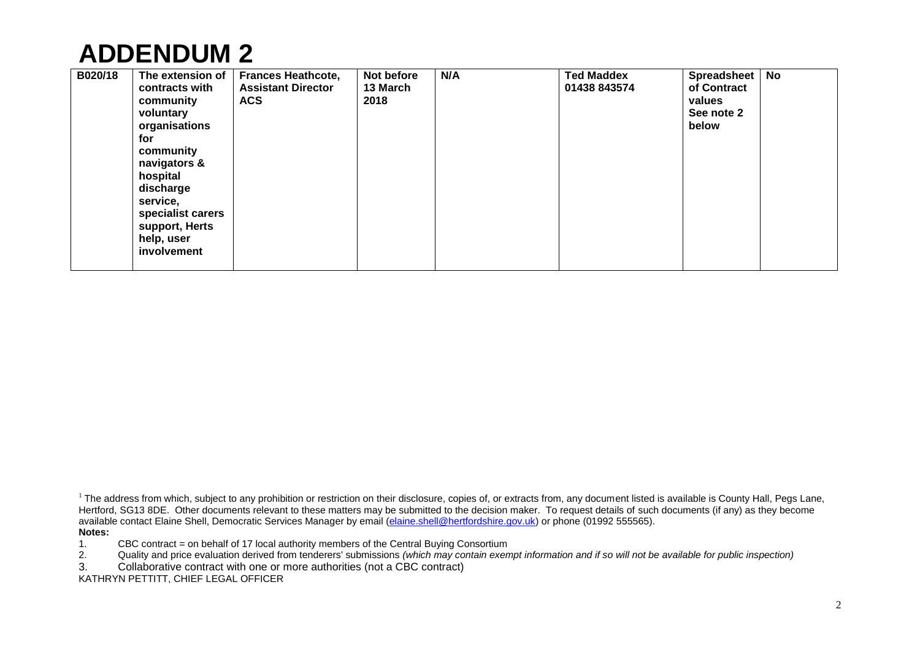# ADDENDUM 2

| | | | | | | | |
|---|---|---|---|---|---|---|---|
| **B020/18** | **The extension of contracts with community voluntary organisations for community navigators & hospital discharge service, specialist carers support, Herts help, user involvement** | **Frances Heathcote, Assistant Director ACS** | **Not before 13 March 2018** | **N/A** | **Ted Maddex 01438 843574** | **Spreadsheet of Contract values See note 2 below** | **No** |

[1] The address from which, subject to any prohibition or restriction on their disclosure, copies of, or extracts from, any document listed is available is County Hall, Pegs Lane, Hertford, SG13 8DE. Other documents relevant to these matters may be submitted to the decision maker. To request details of such documents (if any) as they become available contact Elaine Shell, Democratic Services Manager by email (elaine.shell@hertfordshire.gov.uk) or phone (01992 555565).

**Notes:**

1. CBC contract = on behalf of 17 local authority members of the Central Buying Consortium
2. Quality and price evaluation derived from tenderers' submissions *(which may contain exempt information and if so will not be available for public inspection)*
3. Collaborative contract with one or more authorities (not a CBC contract)

KATHRYN PETTITT, CHIEF LEGAL OFFICER